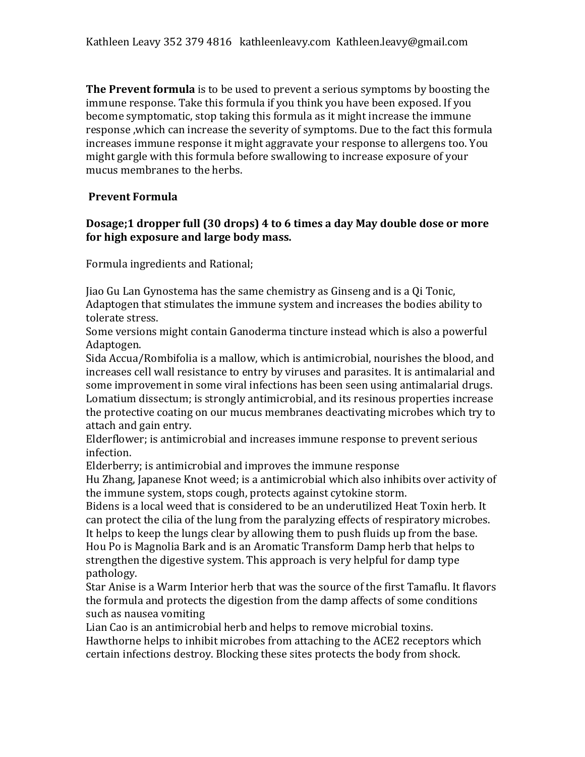Kathleen Leavy 352 379 4816 kathleenleavy.com Kathleen.leavy@gmail.com

**The Prevent formula** is to be used to prevent a serious symptoms by boosting the immune response. Take this formula if you think you have been exposed. If you become symptomatic, stop taking this formula as it might increase the immune response ,which can increase the severity of symptoms. Due to the fact this formula increases immune response it might aggravate your response to allergens too. You might gargle with this formula before swallowing to increase exposure of your mucus membranes to the herbs.

**Prevent Formula**

**Dosage;1 dropper full (30 drops) 4 to 6 times a day May double dose or more for high exposure and large body mass.**

Formula ingredients and Rational;

Jiao Gu Lan Gynostema has the same chemistry as Ginseng and is a Qi Tonic, Adaptogen that stimulates the immune system and increases the bodies ability to tolerate stress.
Some versions might contain Ganoderma tincture instead which is also a powerful Adaptogen.
Sida Accua/Rombifolia is a mallow, which is antimicrobial, nourishes the blood, and increases cell wall resistance to entry by viruses and parasites. It is antimalarial and some improvement in some viral infections has been seen using antimalarial drugs.
Lomatium dissectum; is strongly antimicrobial, and its resinous properties increase the protective coating on our mucus membranes deactivating microbes which try to attach and gain entry.
Elderflower; is antimicrobial and increases immune response to prevent serious infection.
Elderberry; is antimicrobial and improves the immune response
Hu Zhang, Japanese Knot weed; is a antimicrobial which also inhibits over activity of the immune system, stops cough, protects against cytokine storm.
Bidens is a local weed that is considered to be an underutilized Heat Toxin herb. It can protect the cilia of the lung from the paralyzing effects of respiratory microbes. It helps to keep the lungs clear by allowing them to push fluids up from the base.
Hou Po is Magnolia Bark and is an Aromatic Transform Damp herb that helps to strengthen the digestive system. This approach is very helpful for damp type pathology.
Star Anise is a Warm Interior herb that was the source of the first Tamaflu. It flavors the formula and protects the digestion from the damp affects of some conditions such as nausea vomiting
Lian Cao is an antimicrobial herb and helps to remove microbial toxins.
Hawthorne helps to inhibit microbes from attaching to the ACE2 receptors which certain infections destroy. Blocking these sites protects the body from shock.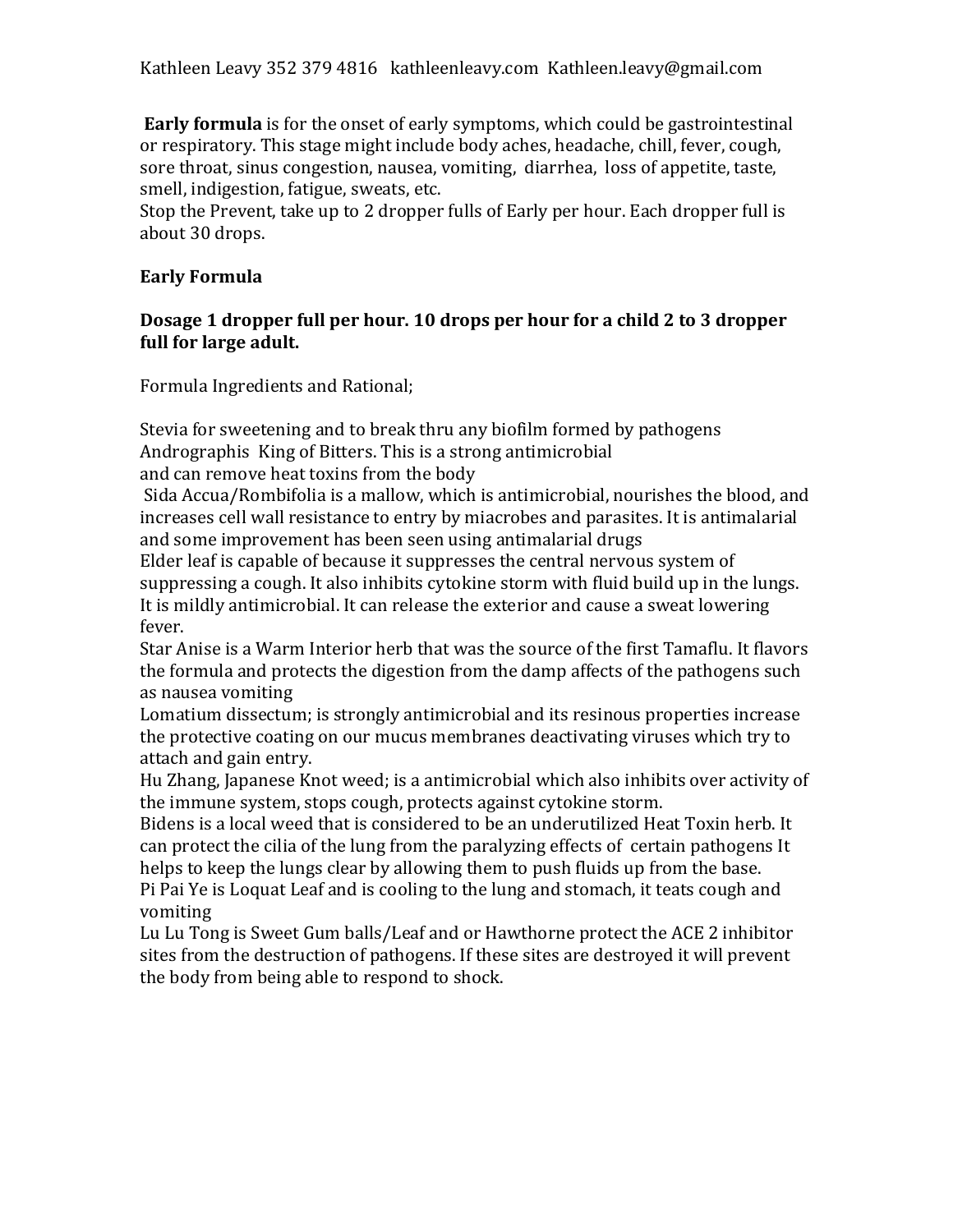Kathleen Leavy 352 379 4816   kathleenleavy.com  Kathleen.leavy@gmail.com

**Early formula** is for the onset of early symptoms, which could be gastrointestinal or respiratory. This stage might include body aches, headache, chill, fever, cough, sore throat, sinus congestion, nausea, vomiting, diarrhea, loss of appetite, taste, smell, indigestion, fatigue, sweats, etc.
Stop the Prevent, take up to 2 dropper fulls of Early per hour. Each dropper full is about 30 drops.

**Early Formula**

**Dosage 1 dropper full per hour. 10 drops per hour for a child 2 to 3 dropper full for large adult.**

Formula Ingredients and Rational;

Stevia for sweetening and to break thru any biofilm formed by pathogens
Andrographis King of Bitters. This is a strong antimicrobial
and can remove heat toxins from the body
Sida Accua/Rombifolia is a mallow, which is antimicrobial, nourishes the blood, and increases cell wall resistance to entry by miacrobes and parasites. It is antimalarial and some improvement has been seen using antimalarial drugs
Elder leaf is capable of because it suppresses the central nervous system of suppressing a cough. It also inhibits cytokine storm with fluid build up in the lungs. It is mildly antimicrobial. It can release the exterior and cause a sweat lowering fever.
Star Anise is a Warm Interior herb that was the source of the first Tamaflu. It flavors the formula and protects the digestion from the damp affects of the pathogens such as nausea vomiting
Lomatium dissectum; is strongly antimicrobial and its resinous properties increase the protective coating on our mucus membranes deactivating viruses which try to attach and gain entry.
Hu Zhang, Japanese Knot weed; is a antimicrobial which also inhibits over activity of the immune system, stops cough, protects against cytokine storm.
Bidens is a local weed that is considered to be an underutilized Heat Toxin herb. It can protect the cilia of the lung from the paralyzing effects of certain pathogens It helps to keep the lungs clear by allowing them to push fluids up from the base.
Pi Pai Ye is Loquat Leaf and is cooling to the lung and stomach, it teats cough and vomiting
Lu Lu Tong is Sweet Gum balls/Leaf and or Hawthorne protect the ACE 2 inhibitor sites from the destruction of pathogens. If these sites are destroyed it will prevent the body from being able to respond to shock.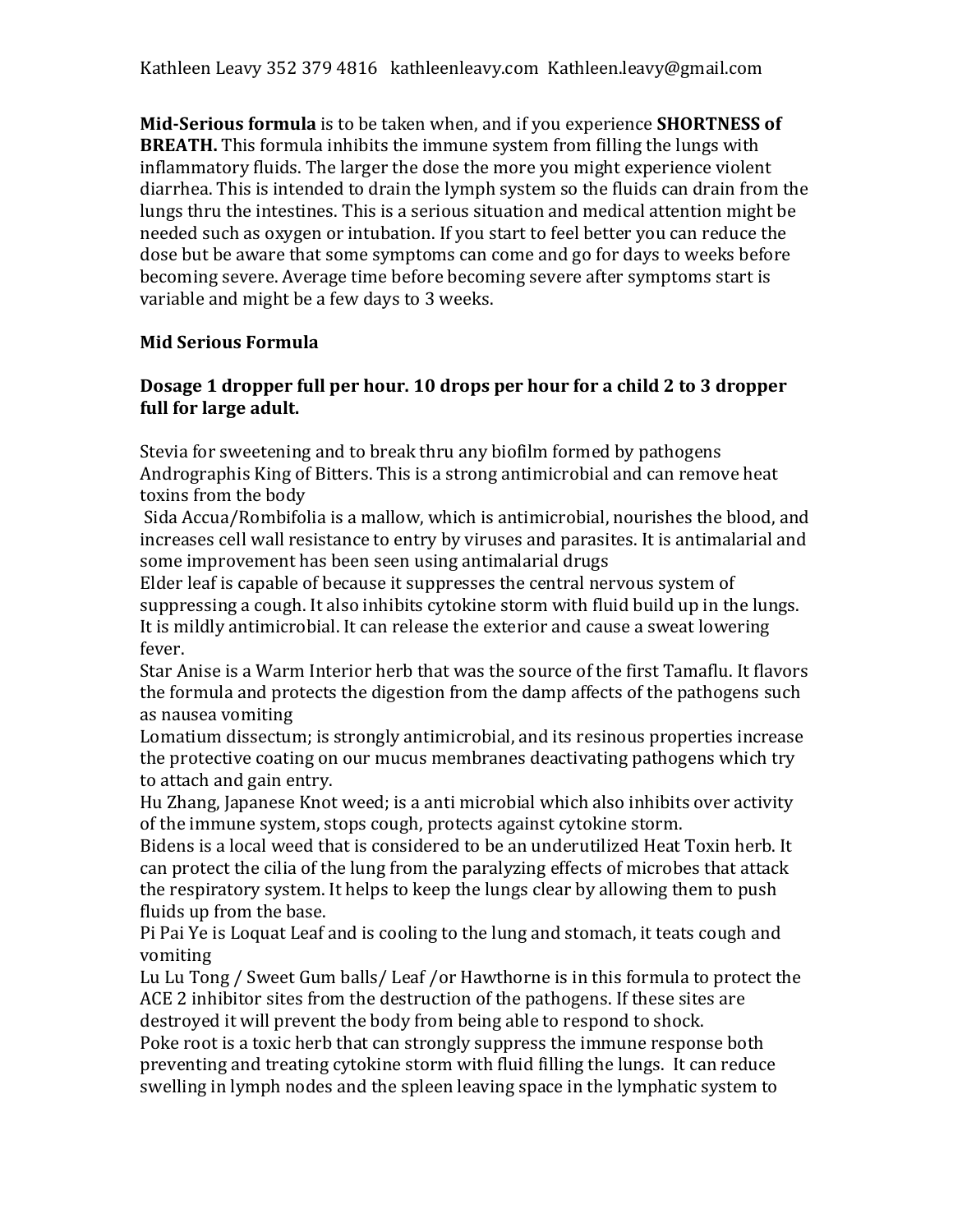**Mid-Serious formula** is to be taken when, and if you experience **SHORTNESS of BREATH.** This formula inhibits the immune system from filling the lungs with inflammatory fluids. The larger the dose the more you might experience violent diarrhea. This is intended to drain the lymph system so the fluids can drain from the lungs thru the intestines. This is a serious situation and medical attention might be needed such as oxygen or intubation. If you start to feel better you can reduce the dose but be aware that some symptoms can come and go for days to weeks before becoming severe. Average time before becoming severe after symptoms start is variable and might be a few days to 3 weeks.

**Mid Serious Formula**

**Dosage 1 dropper full per hour. 10 drops per hour for a child 2 to 3 dropper full for large adult.**

Stevia for sweetening and to break thru any biofilm formed by pathogens
Andrographis King of Bitters. This is a strong antimicrobial and can remove heat toxins from the body
Sida Accua/Rombifolia is a mallow, which is antimicrobial, nourishes the blood, and increases cell wall resistance to entry by viruses and parasites. It is antimalarial and some improvement has been seen using antimalarial drugs
Elder leaf is capable of because it suppresses the central nervous system of suppressing a cough. It also inhibits cytokine storm with fluid build up in the lungs. It is mildly antimicrobial. It can release the exterior and cause a sweat lowering fever.
Star Anise is a Warm Interior herb that was the source of the first Tamaflu. It flavors the formula and protects the digestion from the damp affects of the pathogens such as nausea vomiting
Lomatium dissectum; is strongly antimicrobial, and its resinous properties increase the protective coating on our mucus membranes deactivating pathogens which try to attach and gain entry.
Hu Zhang, Japanese Knot weed; is a anti microbial which also inhibits over activity of the immune system, stops cough, protects against cytokine storm.
Bidens is a local weed that is considered to be an underutilized Heat Toxin herb. It can protect the cilia of the lung from the paralyzing effects of microbes that attack the respiratory system. It helps to keep the lungs clear by allowing them to push fluids up from the base.
Pi Pai Ye is Loquat Leaf and is cooling to the lung and stomach, it teats cough and vomiting
Lu Lu Tong / Sweet Gum balls/ Leaf /or Hawthorne is in this formula to protect the ACE 2 inhibitor sites from the destruction of the pathogens. If these sites are destroyed it will prevent the body from being able to respond to shock.
Poke root is a toxic herb that can strongly suppress the immune response both preventing and treating cytokine storm with fluid filling the lungs. It can reduce swelling in lymph nodes and the spleen leaving space in the lymphatic system to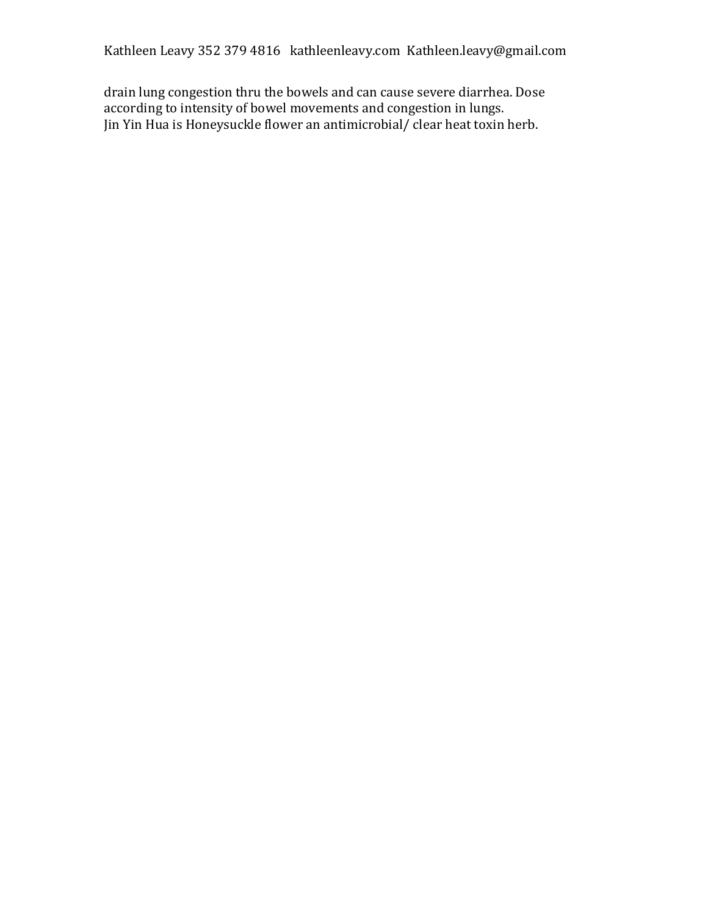drain lung congestion thru the bowels and can cause severe diarrhea. Dose according to intensity of bowel movements and congestion in lungs.
Jin Yin Hua is Honeysuckle flower an antimicrobial/ clear heat toxin herb.